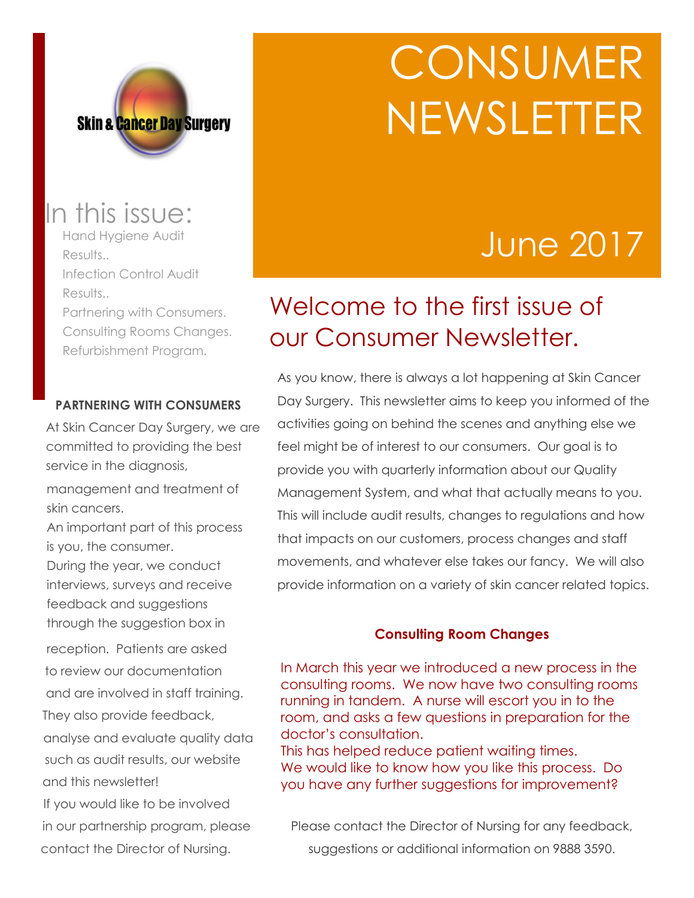Skin & Cancer Day Surgery

# CONSUMER NEWSLETTER

## June 2017

## In this issue:

- Hand Hygiene Audit Results..
- Infection Control Audit Results..
- Partnering with Consumers.
- Consulting Rooms Changes.
- Refurbishment Program.

## Welcome to the first issue of our Consumer Newsletter.

As you know, there is always a lot happening at Skin Cancer Day Surgery. This newsletter aims to keep you informed of the activities going on behind the scenes and anything else we feel might be of interest to our consumers. Our goal is to provide you with quarterly information about our Quality Management System, and what that actually means to you. This will include audit results, changes to regulations and how that impacts on our customers, process changes and staff movements, and whatever else takes our fancy. We will also provide information on a variety of skin cancer related topics.

### PARTNERING WITH CONSUMERS

At Skin Cancer Day Surgery, we are committed to providing the best service in the diagnosis, management and treatment of skin cancers.

An important part of this process is you, the consumer.

During the year, we conduct interviews, surveys and receive feedback and suggestions through the suggestion box in reception. Patients are asked to review our documentation and are involved in staff training. They also provide feedback, analyse and evaluate quality data such as audit results, our website and this newsletter!

If you would like to be involved in our partnership program, please contact the Director of Nursing.

### Consulting Room Changes

In March this year we introduced a new process in the consulting rooms. We now have two consulting rooms running in tandem. A nurse will escort you in to the room, and asks a few questions in preparation for the doctor's consultation.

This has helped reduce patient waiting times.

We would like to know how you like this process. Do you have any further suggestions for improvement?

Please contact the Director of Nursing for any feedback, suggestions or additional information on 9888 3590.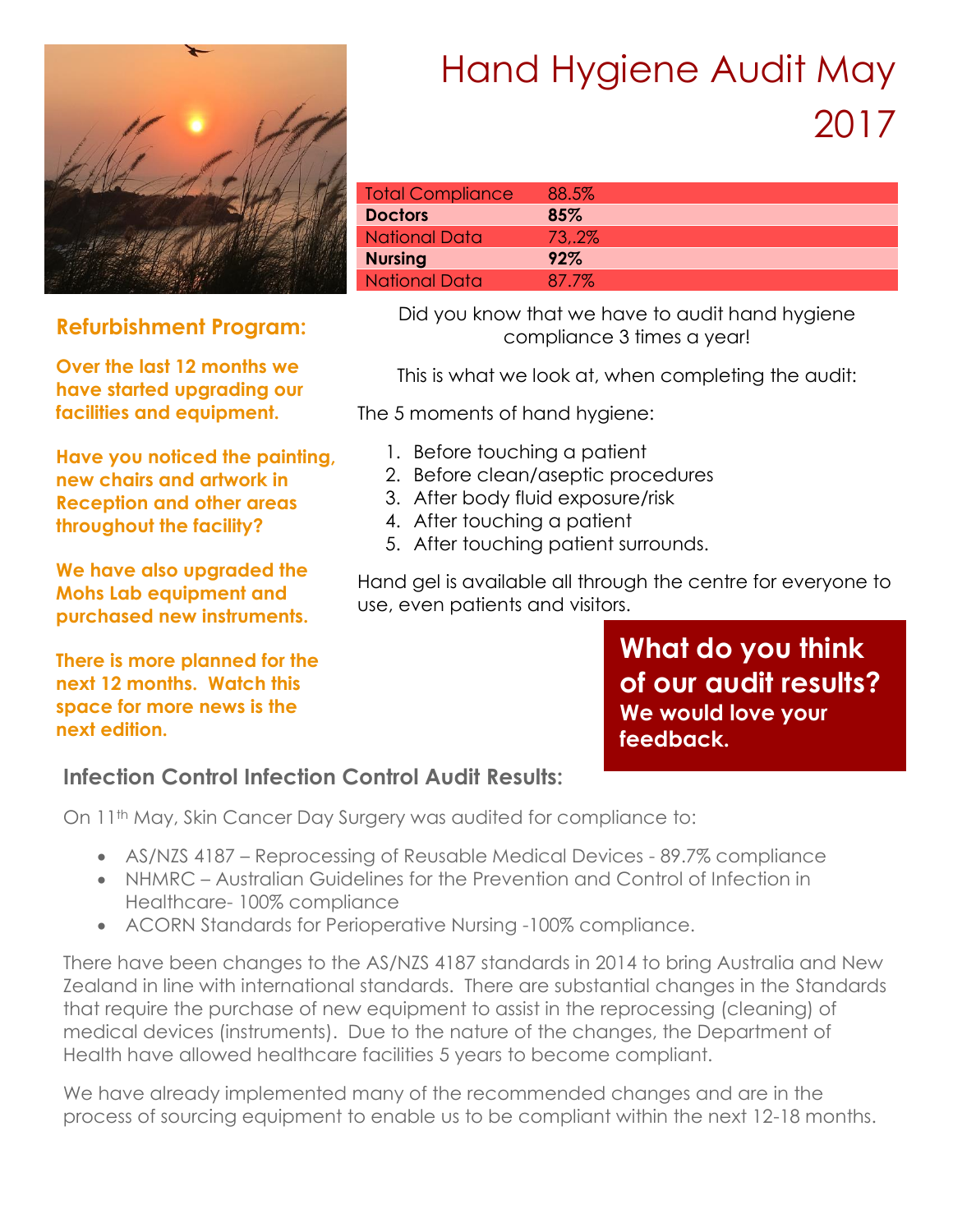# Hand Hygiene Audit May 2017

| | |
|---|---|
| Total Compliance | 88.5% |
| **Doctors** | **85%** |
| National Data | 73,.2% |
| **Nursing** | **92%** |
| National Data | 87.7% |

Did you know that we have to audit hand hygiene compliance 3 times a year!

This is what we look at, when completing the audit:

The 5 moments of hand hygiene:

1. Before touching a patient
2. Before clean/aseptic procedures
3. After body fluid exposure/risk
4. After touching a patient
5. After touching patient surrounds.

Hand gel is available all through the centre for everyone to use, even patients and visitors.

**What do you think of our audit results?**
**We would love your feedback.**

## Refurbishment Program:

**Over the last 12 months we have started upgrading our facilities and equipment.**

**Have you noticed the painting, new chairs and artwork in Reception and other areas throughout the facility?**

**We have also upgraded the Mohs Lab equipment and purchased new instruments.**

**There is more planned for the next 12 months. Watch this space for more news is the next edition.**

## Infection Control Infection Control Audit Results:

On 11th May, Skin Cancer Day Surgery was audited for compliance to:

- AS/NZS 4187 – Reprocessing of Reusable Medical Devices - 89.7% compliance
- NHMRC – Australian Guidelines for the Prevention and Control of Infection in Healthcare- 100% compliance
- ACORN Standards for Perioperative Nursing -100% compliance.

There have been changes to the AS/NZS 4187 standards in 2014 to bring Australia and New Zealand in line with international standards. There are substantial changes in the Standards that require the purchase of new equipment to assist in the reprocessing (cleaning) of medical devices (instruments). Due to the nature of the changes, the Department of Health have allowed healthcare facilities 5 years to become compliant.

We have already implemented many of the recommended changes and are in the process of sourcing equipment to enable us to be compliant within the next 12-18 months.